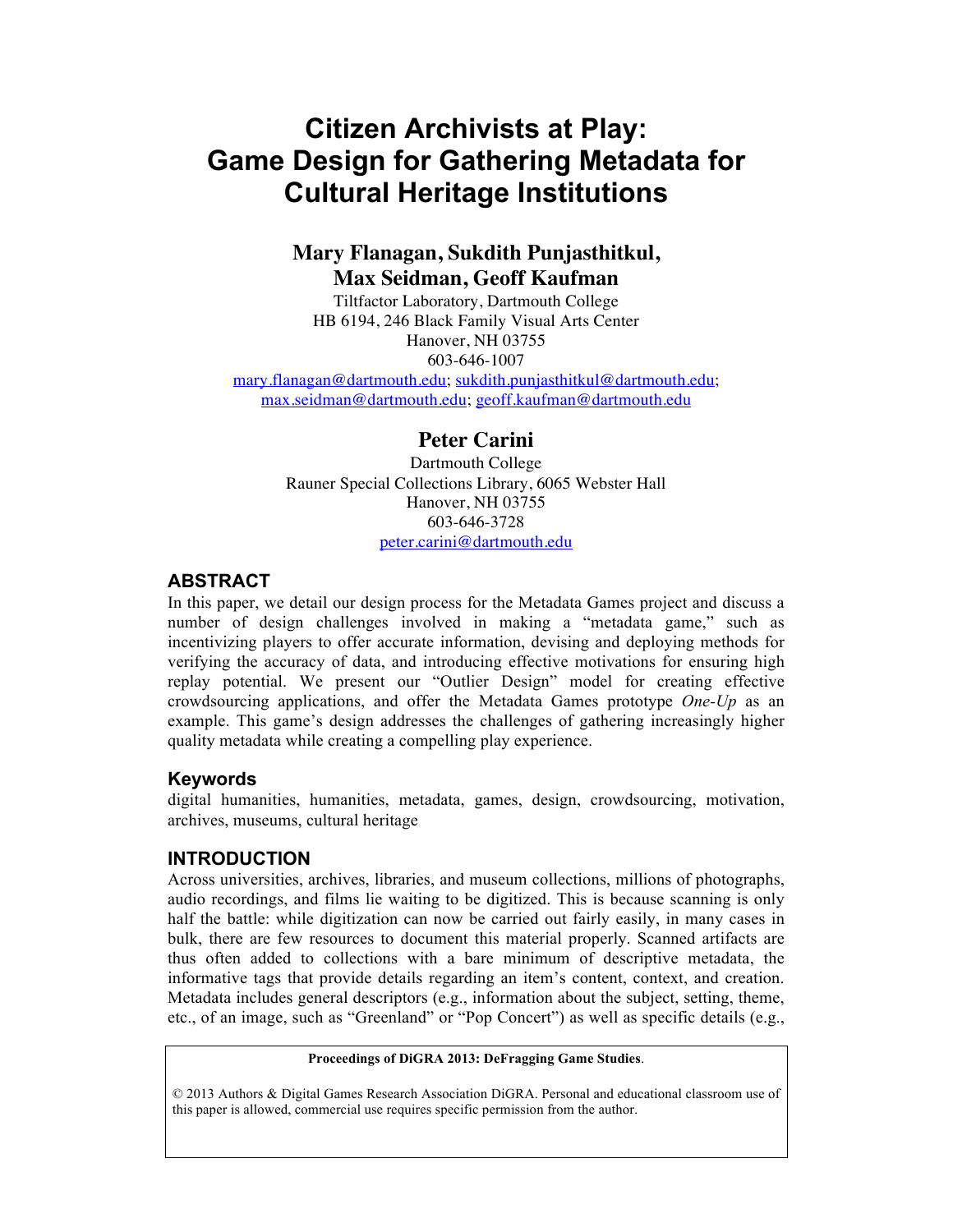# Citizen Archivists at Play: Game Design for Gathering Metadata for Cultural Heritage Institutions

**Mary Flanagan, Sukdith Punjasthitkul, Max Seidman, Geoff Kaufman**

Tiltfactor Laboratory, Dartmouth College
HB 6194, 246 Black Family Visual Arts Center
Hanover, NH 03755
603-646-1007
mary.flanagan@dartmouth.edu; sukdith.punjasthitkul@dartmouth.edu; max.seidman@dartmouth.edu; geoff.kaufman@dartmouth.edu

**Peter Carini**

Dartmouth College
Rauner Special Collections Library, 6065 Webster Hall
Hanover, NH 03755
603-646-3728
peter.carini@dartmouth.edu

## ABSTRACT

In this paper, we detail our design process for the Metadata Games project and discuss a number of design challenges involved in making a "metadata game," such as incentivizing players to offer accurate information, devising and deploying methods for verifying the accuracy of data, and introducing effective motivations for ensuring high replay potential. We present our "Outlier Design" model for creating effective crowdsourcing applications, and offer the Metadata Games prototype *One-Up* as an example. This game's design addresses the challenges of gathering increasingly higher quality metadata while creating a compelling play experience.

### Keywords

digital humanities, humanities, metadata, games, design, crowdsourcing, motivation, archives, museums, cultural heritage

## INTRODUCTION

Across universities, archives, libraries, and museum collections, millions of photographs, audio recordings, and films lie waiting to be digitized. This is because scanning is only half the battle: while digitization can now be carried out fairly easily, in many cases in bulk, there are few resources to document this material properly. Scanned artifacts are thus often added to collections with a bare minimum of descriptive metadata, the informative tags that provide details regarding an item's content, context, and creation. Metadata includes general descriptors (e.g., information about the subject, setting, theme, etc., of an image, such as "Greenland" or "Pop Concert") as well as specific details (e.g.,

**Proceedings of DiGRA 2013: DeFragging Game Studies**.

© 2013 Authors & Digital Games Research Association DiGRA. Personal and educational classroom use of this paper is allowed, commercial use requires specific permission from the author.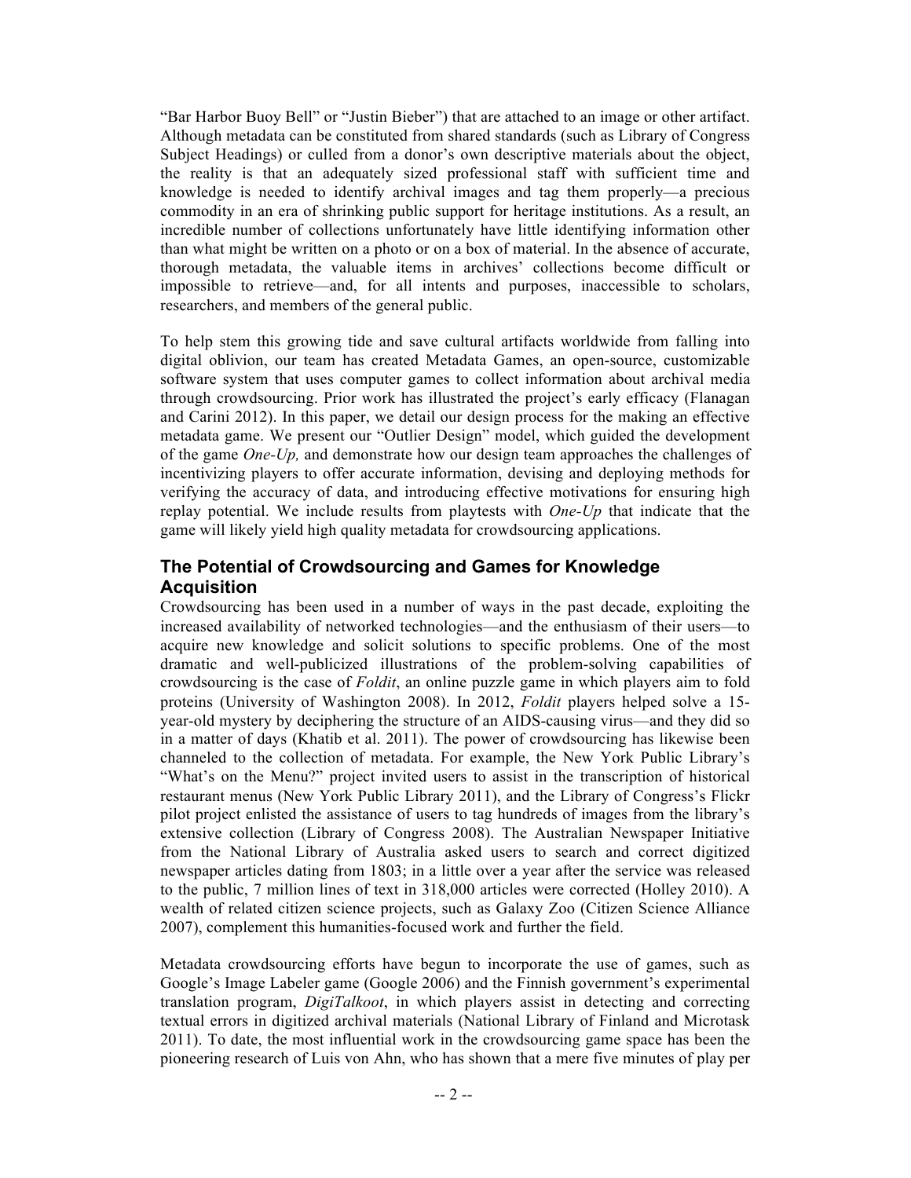"Bar Harbor Buoy Bell" or "Justin Bieber") that are attached to an image or other artifact. Although metadata can be constituted from shared standards (such as Library of Congress Subject Headings) or culled from a donor's own descriptive materials about the object, the reality is that an adequately sized professional staff with sufficient time and knowledge is needed to identify archival images and tag them properly—a precious commodity in an era of shrinking public support for heritage institutions. As a result, an incredible number of collections unfortunately have little identifying information other than what might be written on a photo or on a box of material. In the absence of accurate, thorough metadata, the valuable items in archives' collections become difficult or impossible to retrieve—and, for all intents and purposes, inaccessible to scholars, researchers, and members of the general public.

To help stem this growing tide and save cultural artifacts worldwide from falling into digital oblivion, our team has created Metadata Games, an open-source, customizable software system that uses computer games to collect information about archival media through crowdsourcing. Prior work has illustrated the project's early efficacy (Flanagan and Carini 2012). In this paper, we detail our design process for the making an effective metadata game. We present our "Outlier Design" model, which guided the development of the game *One-Up,* and demonstrate how our design team approaches the challenges of incentivizing players to offer accurate information, devising and deploying methods for verifying the accuracy of data, and introducing effective motivations for ensuring high replay potential. We include results from playtests with *One-Up* that indicate that the game will likely yield high quality metadata for crowdsourcing applications.

## The Potential of Crowdsourcing and Games for Knowledge Acquisition

Crowdsourcing has been used in a number of ways in the past decade, exploiting the increased availability of networked technologies—and the enthusiasm of their users—to acquire new knowledge and solicit solutions to specific problems. One of the most dramatic and well-publicized illustrations of the problem-solving capabilities of crowdsourcing is the case of *Foldit*, an online puzzle game in which players aim to fold proteins (University of Washington 2008). In 2012, *Foldit* players helped solve a 15-year-old mystery by deciphering the structure of an AIDS-causing virus—and they did so in a matter of days (Khatib et al. 2011). The power of crowdsourcing has likewise been channeled to the collection of metadata. For example, the New York Public Library's "What's on the Menu?" project invited users to assist in the transcription of historical restaurant menus (New York Public Library 2011), and the Library of Congress's Flickr pilot project enlisted the assistance of users to tag hundreds of images from the library's extensive collection (Library of Congress 2008). The Australian Newspaper Initiative from the National Library of Australia asked users to search and correct digitized newspaper articles dating from 1803; in a little over a year after the service was released to the public, 7 million lines of text in 318,000 articles were corrected (Holley 2010). A wealth of related citizen science projects, such as Galaxy Zoo (Citizen Science Alliance 2007), complement this humanities-focused work and further the field.

Metadata crowdsourcing efforts have begun to incorporate the use of games, such as Google's Image Labeler game (Google 2006) and the Finnish government's experimental translation program, *DigiTalkoot*, in which players assist in detecting and correcting textual errors in digitized archival materials (National Library of Finland and Microtask 2011). To date, the most influential work in the crowdsourcing game space has been the pioneering research of Luis von Ahn, who has shown that a mere five minutes of play per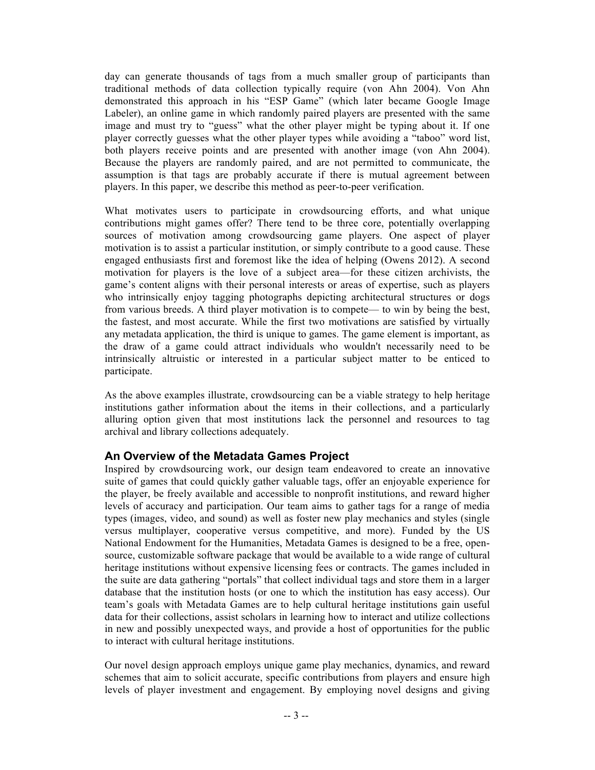day can generate thousands of tags from a much smaller group of participants than traditional methods of data collection typically require (von Ahn 2004). Von Ahn demonstrated this approach in his "ESP Game" (which later became Google Image Labeler), an online game in which randomly paired players are presented with the same image and must try to "guess" what the other player might be typing about it. If one player correctly guesses what the other player types while avoiding a "taboo" word list, both players receive points and are presented with another image (von Ahn 2004). Because the players are randomly paired, and are not permitted to communicate, the assumption is that tags are probably accurate if there is mutual agreement between players. In this paper, we describe this method as peer-to-peer verification.

What motivates users to participate in crowdsourcing efforts, and what unique contributions might games offer? There tend to be three core, potentially overlapping sources of motivation among crowdsourcing game players. One aspect of player motivation is to assist a particular institution, or simply contribute to a good cause. These engaged enthusiasts first and foremost like the idea of helping (Owens 2012). A second motivation for players is the love of a subject area—for these citizen archivists, the game's content aligns with their personal interests or areas of expertise, such as players who intrinsically enjoy tagging photographs depicting architectural structures or dogs from various breeds. A third player motivation is to compete— to win by being the best, the fastest, and most accurate. While the first two motivations are satisfied by virtually any metadata application, the third is unique to games. The game element is important, as the draw of a game could attract individuals who wouldn't necessarily need to be intrinsically altruistic or interested in a particular subject matter to be enticed to participate.

As the above examples illustrate, crowdsourcing can be a viable strategy to help heritage institutions gather information about the items in their collections, and a particularly alluring option given that most institutions lack the personnel and resources to tag archival and library collections adequately.

## An Overview of the Metadata Games Project

Inspired by crowdsourcing work, our design team endeavored to create an innovative suite of games that could quickly gather valuable tags, offer an enjoyable experience for the player, be freely available and accessible to nonprofit institutions, and reward higher levels of accuracy and participation. Our team aims to gather tags for a range of media types (images, video, and sound) as well as foster new play mechanics and styles (single versus multiplayer, cooperative versus competitive, and more). Funded by the US National Endowment for the Humanities, Metadata Games is designed to be a free, open-source, customizable software package that would be available to a wide range of cultural heritage institutions without expensive licensing fees or contracts. The games included in the suite are data gathering "portals" that collect individual tags and store them in a larger database that the institution hosts (or one to which the institution has easy access). Our team's goals with Metadata Games are to help cultural heritage institutions gain useful data for their collections, assist scholars in learning how to interact and utilize collections in new and possibly unexpected ways, and provide a host of opportunities for the public to interact with cultural heritage institutions.

Our novel design approach employs unique game play mechanics, dynamics, and reward schemes that aim to solicit accurate, specific contributions from players and ensure high levels of player investment and engagement. By employing novel designs and giving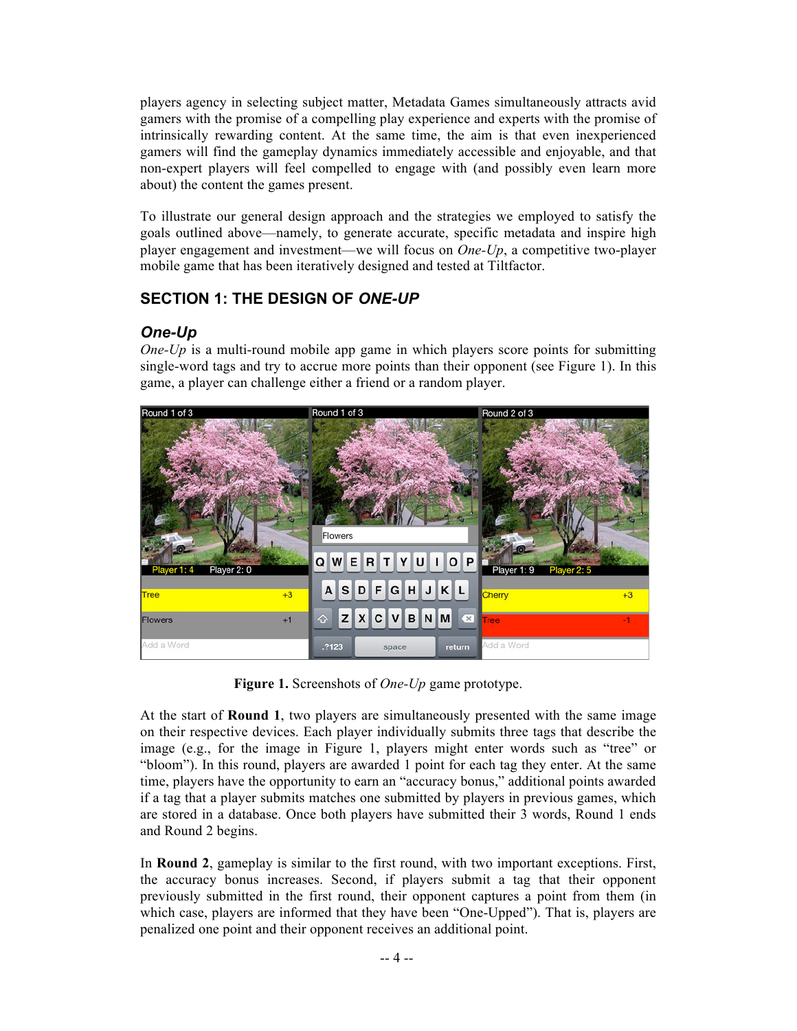players agency in selecting subject matter, Metadata Games simultaneously attracts avid gamers with the promise of a compelling play experience and experts with the promise of intrinsically rewarding content. At the same time, the aim is that even inexperienced gamers will find the gameplay dynamics immediately accessible and enjoyable, and that non-expert players will feel compelled to engage with (and possibly even learn more about) the content the games present.

To illustrate our general design approach and the strategies we employed to satisfy the goals outlined above—namely, to generate accurate, specific metadata and inspire high player engagement and investment—we will focus on *One-Up*, a competitive two-player mobile game that has been iteratively designed and tested at Tiltfactor.

## SECTION 1: THE DESIGN OF *ONE-UP*

### *One-Up*

*One-Up* is a multi-round mobile app game in which players score points for submitting single-word tags and try to accrue more points than their opponent (see Figure 1). In this game, a player can challenge either a friend or a random player.

**Figure 1.** Screenshots of *One-Up* game prototype.

At the start of **Round 1**, two players are simultaneously presented with the same image on their respective devices. Each player individually submits three tags that describe the image (e.g., for the image in Figure 1, players might enter words such as "tree" or "bloom"). In this round, players are awarded 1 point for each tag they enter. At the same time, players have the opportunity to earn an "accuracy bonus," additional points awarded if a tag that a player submits matches one submitted by players in previous games, which are stored in a database. Once both players have submitted their 3 words, Round 1 ends and Round 2 begins.

In **Round 2**, gameplay is similar to the first round, with two important exceptions. First, the accuracy bonus increases. Second, if players submit a tag that their opponent previously submitted in the first round, their opponent captures a point from them (in which case, players are informed that they have been "One-Upped"). That is, players are penalized one point and their opponent receives an additional point.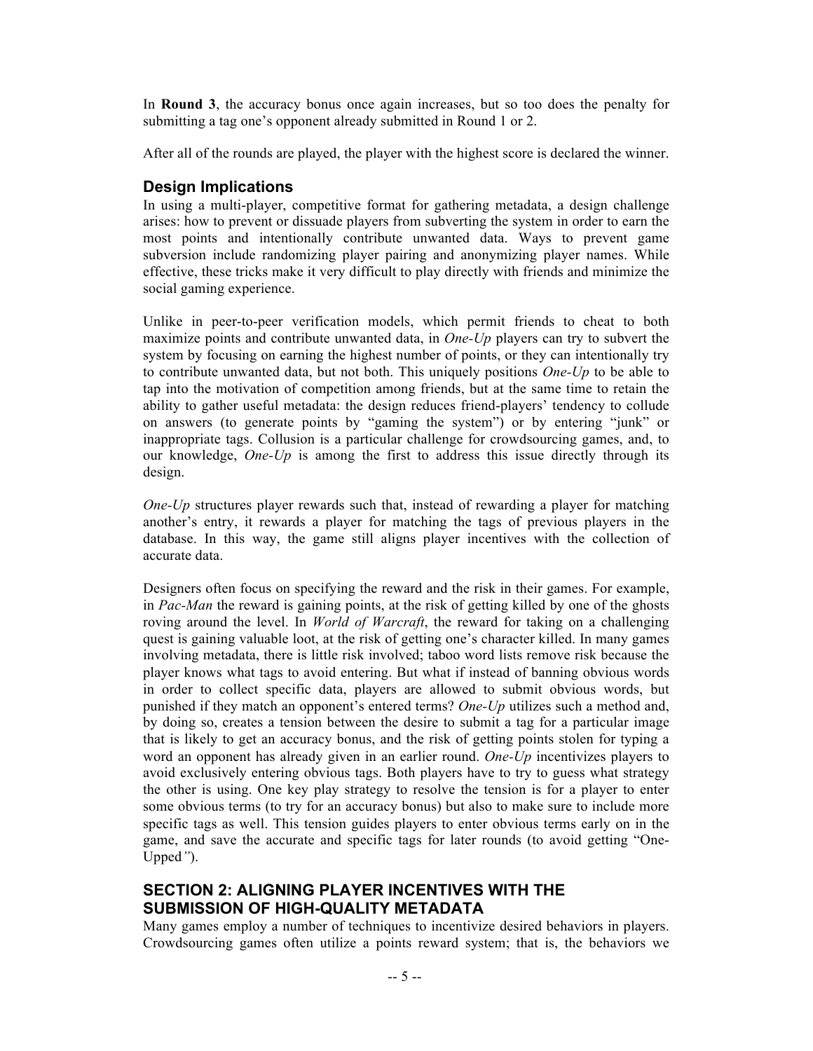In **Round 3**, the accuracy bonus once again increases, but so too does the penalty for submitting a tag one's opponent already submitted in Round 1 or 2.

After all of the rounds are played, the player with the highest score is declared the winner.

### Design Implications

In using a multi-player, competitive format for gathering metadata, a design challenge arises: how to prevent or dissuade players from subverting the system in order to earn the most points and intentionally contribute unwanted data. Ways to prevent game subversion include randomizing player pairing and anonymizing player names. While effective, these tricks make it very difficult to play directly with friends and minimize the social gaming experience.

Unlike in peer-to-peer verification models, which permit friends to cheat to both maximize points and contribute unwanted data, in *One-Up* players can try to subvert the system by focusing on earning the highest number of points, or they can intentionally try to contribute unwanted data, but not both. This uniquely positions *One-Up* to be able to tap into the motivation of competition among friends, but at the same time to retain the ability to gather useful metadata: the design reduces friend-players' tendency to collude on answers (to generate points by "gaming the system") or by entering "junk" or inappropriate tags. Collusion is a particular challenge for crowdsourcing games, and, to our knowledge, *One-Up* is among the first to address this issue directly through its design.

*One-Up* structures player rewards such that, instead of rewarding a player for matching another's entry, it rewards a player for matching the tags of previous players in the database. In this way, the game still aligns player incentives with the collection of accurate data.

Designers often focus on specifying the reward and the risk in their games. For example, in *Pac-Man* the reward is gaining points, at the risk of getting killed by one of the ghosts roving around the level. In *World of Warcraft*, the reward for taking on a challenging quest is gaining valuable loot, at the risk of getting one's character killed. In many games involving metadata, there is little risk involved; taboo word lists remove risk because the player knows what tags to avoid entering. But what if instead of banning obvious words in order to collect specific data, players are allowed to submit obvious words, but punished if they match an opponent's entered terms? *One-Up* utilizes such a method and, by doing so, creates a tension between the desire to submit a tag for a particular image that is likely to get an accuracy bonus, and the risk of getting points stolen for typing a word an opponent has already given in an earlier round. *One-Up* incentivizes players to avoid exclusively entering obvious tags. Both players have to try to guess what strategy the other is using. One key play strategy to resolve the tension is for a player to enter some obvious terms (to try for an accuracy bonus) but also to make sure to include more specific tags as well. This tension guides players to enter obvious terms early on in the game, and save the accurate and specific tags for later rounds (to avoid getting "One-Upped").

## SECTION 2: ALIGNING PLAYER INCENTIVES WITH THE SUBMISSION OF HIGH-QUALITY METADATA

Many games employ a number of techniques to incentivize desired behaviors in players. Crowdsourcing games often utilize a points reward system; that is, the behaviors we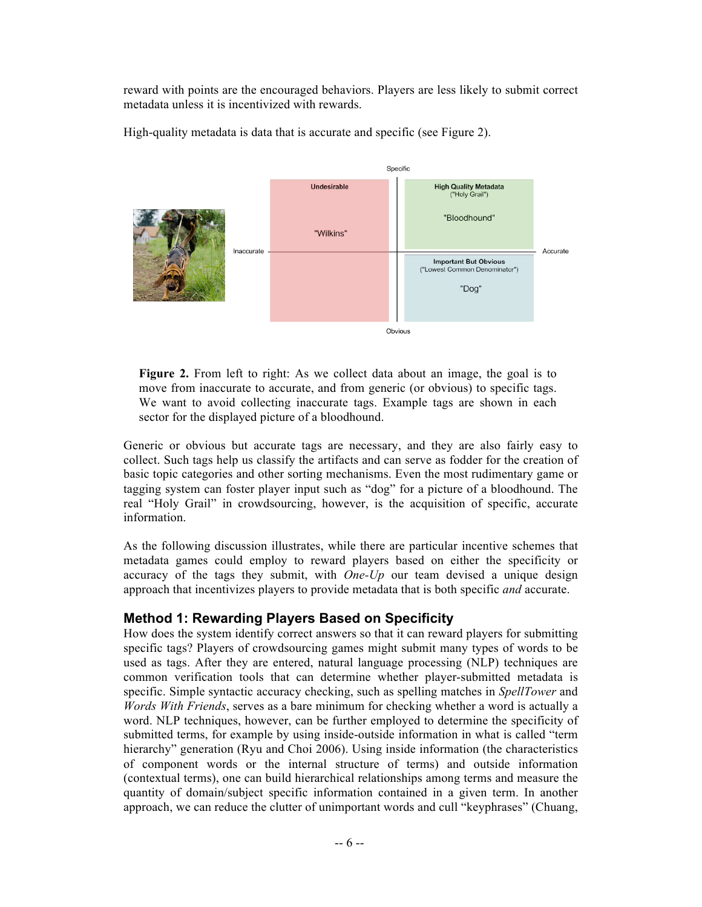reward with points are the encouraged behaviors. Players are less likely to submit correct metadata unless it is incentivized with rewards.

High-quality metadata is data that is accurate and specific (see Figure 2).

**Figure 2.** From left to right: As we collect data about an image, the goal is to move from inaccurate to accurate, and from generic (or obvious) to specific tags. We want to avoid collecting inaccurate tags. Example tags are shown in each sector for the displayed picture of a bloodhound.

Generic or obvious but accurate tags are necessary, and they are also fairly easy to collect. Such tags help us classify the artifacts and can serve as fodder for the creation of basic topic categories and other sorting mechanisms. Even the most rudimentary game or tagging system can foster player input such as "dog" for a picture of a bloodhound. The real "Holy Grail" in crowdsourcing, however, is the acquisition of specific, accurate information.

As the following discussion illustrates, while there are particular incentive schemes that metadata games could employ to reward players based on either the specificity or accuracy of the tags they submit, with *One-Up* our team devised a unique design approach that incentivizes players to provide metadata that is both specific *and* accurate.

## Method 1: Rewarding Players Based on Specificity

How does the system identify correct answers so that it can reward players for submitting specific tags? Players of crowdsourcing games might submit many types of words to be used as tags. After they are entered, natural language processing (NLP) techniques are common verification tools that can determine whether player-submitted metadata is specific. Simple syntactic accuracy checking, such as spelling matches in *SpellTower* and *Words With Friends*, serves as a bare minimum for checking whether a word is actually a word. NLP techniques, however, can be further employed to determine the specificity of submitted terms, for example by using inside-outside information in what is called "term hierarchy" generation (Ryu and Choi 2006). Using inside information (the characteristics of component words or the internal structure of terms) and outside information (contextual terms), one can build hierarchical relationships among terms and measure the quantity of domain/subject specific information contained in a given term. In another approach, we can reduce the clutter of unimportant words and cull "keyphrases" (Chuang,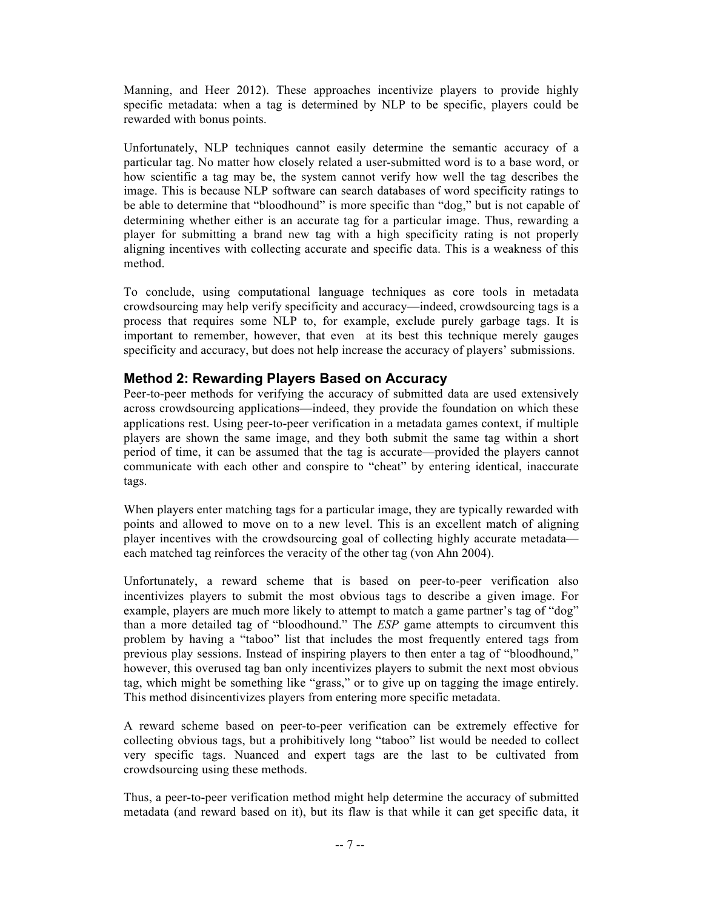Manning, and Heer 2012). These approaches incentivize players to provide highly specific metadata: when a tag is determined by NLP to be specific, players could be rewarded with bonus points.

Unfortunately, NLP techniques cannot easily determine the semantic accuracy of a particular tag. No matter how closely related a user-submitted word is to a base word, or how scientific a tag may be, the system cannot verify how well the tag describes the image. This is because NLP software can search databases of word specificity ratings to be able to determine that "bloodhound" is more specific than "dog," but is not capable of determining whether either is an accurate tag for a particular image. Thus, rewarding a player for submitting a brand new tag with a high specificity rating is not properly aligning incentives with collecting accurate and specific data. This is a weakness of this method.

To conclude, using computational language techniques as core tools in metadata crowdsourcing may help verify specificity and accuracy—indeed, crowdsourcing tags is a process that requires some NLP to, for example, exclude purely garbage tags. It is important to remember, however, that even at its best this technique merely gauges specificity and accuracy, but does not help increase the accuracy of players' submissions.

### Method 2: Rewarding Players Based on Accuracy

Peer-to-peer methods for verifying the accuracy of submitted data are used extensively across crowdsourcing applications—indeed, they provide the foundation on which these applications rest. Using peer-to-peer verification in a metadata games context, if multiple players are shown the same image, and they both submit the same tag within a short period of time, it can be assumed that the tag is accurate—provided the players cannot communicate with each other and conspire to "cheat" by entering identical, inaccurate tags.

When players enter matching tags for a particular image, they are typically rewarded with points and allowed to move on to a new level. This is an excellent match of aligning player incentives with the crowdsourcing goal of collecting highly accurate metadata—each matched tag reinforces the veracity of the other tag (von Ahn 2004).

Unfortunately, a reward scheme that is based on peer-to-peer verification also incentivizes players to submit the most obvious tags to describe a given image. For example, players are much more likely to attempt to match a game partner's tag of "dog" than a more detailed tag of "bloodhound." The *ESP* game attempts to circumvent this problem by having a "taboo" list that includes the most frequently entered tags from previous play sessions. Instead of inspiring players to then enter a tag of "bloodhound," however, this overused tag ban only incentivizes players to submit the next most obvious tag, which might be something like "grass," or to give up on tagging the image entirely. This method disincentivizes players from entering more specific metadata.

A reward scheme based on peer-to-peer verification can be extremely effective for collecting obvious tags, but a prohibitively long "taboo" list would be needed to collect very specific tags. Nuanced and expert tags are the last to be cultivated from crowdsourcing using these methods.

Thus, a peer-to-peer verification method might help determine the accuracy of submitted metadata (and reward based on it), but its flaw is that while it can get specific data, it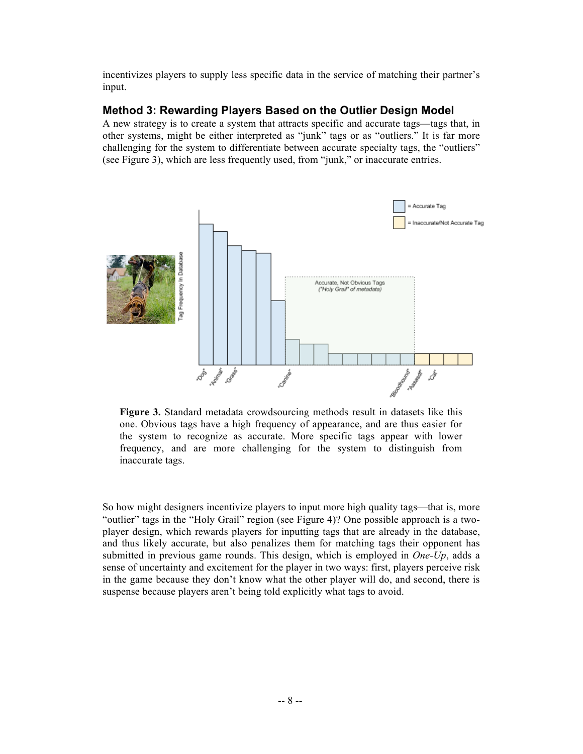incentivizes players to supply less specific data in the service of matching their partner's input.

## Method 3: Rewarding Players Based on the Outlier Design Model

A new strategy is to create a system that attracts specific and accurate tags—tags that, in other systems, might be either interpreted as "junk" tags or as "outliers." It is far more challenging for the system to differentiate between accurate specialty tags, the "outliers" (see Figure 3), which are less frequently used, from "junk," or inaccurate entries.

**Figure 3.** Standard metadata crowdsourcing methods result in datasets like this one. Obvious tags have a high frequency of appearance, and are thus easier for the system to recognize as accurate. More specific tags appear with lower frequency, and are more challenging for the system to distinguish from inaccurate tags.

So how might designers incentivize players to input more high quality tags—that is, more "outlier" tags in the "Holy Grail" region (see Figure 4)? One possible approach is a two-player design, which rewards players for inputting tags that are already in the database, and thus likely accurate, but also penalizes them for matching tags their opponent has submitted in previous game rounds. This design, which is employed in *One-Up*, adds a sense of uncertainty and excitement for the player in two ways: first, players perceive risk in the game because they don't know what the other player will do, and second, there is suspense because players aren't being told explicitly what tags to avoid.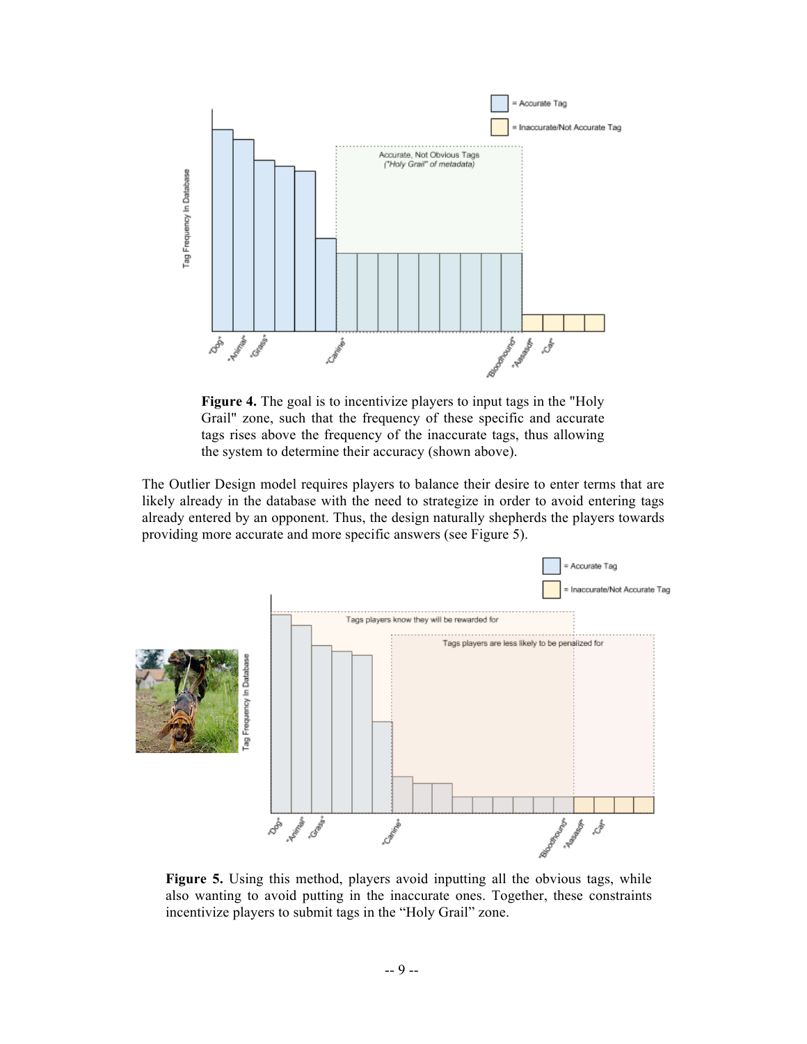**Figure 4.** The goal is to incentivize players to input tags in the "Holy Grail" zone, such that the frequency of these specific and accurate tags rises above the frequency of the inaccurate tags, thus allowing the system to determine their accuracy (shown above).

The Outlier Design model requires players to balance their desire to enter terms that are likely already in the database with the need to strategize in order to avoid entering tags already entered by an opponent. Thus, the design naturally shepherds the players towards providing more accurate and more specific answers (see Figure 5).

**Figure 5.** Using this method, players avoid inputting all the obvious tags, while also wanting to avoid putting in the inaccurate ones. Together, these constraints incentivize players to submit tags in the "Holy Grail" zone.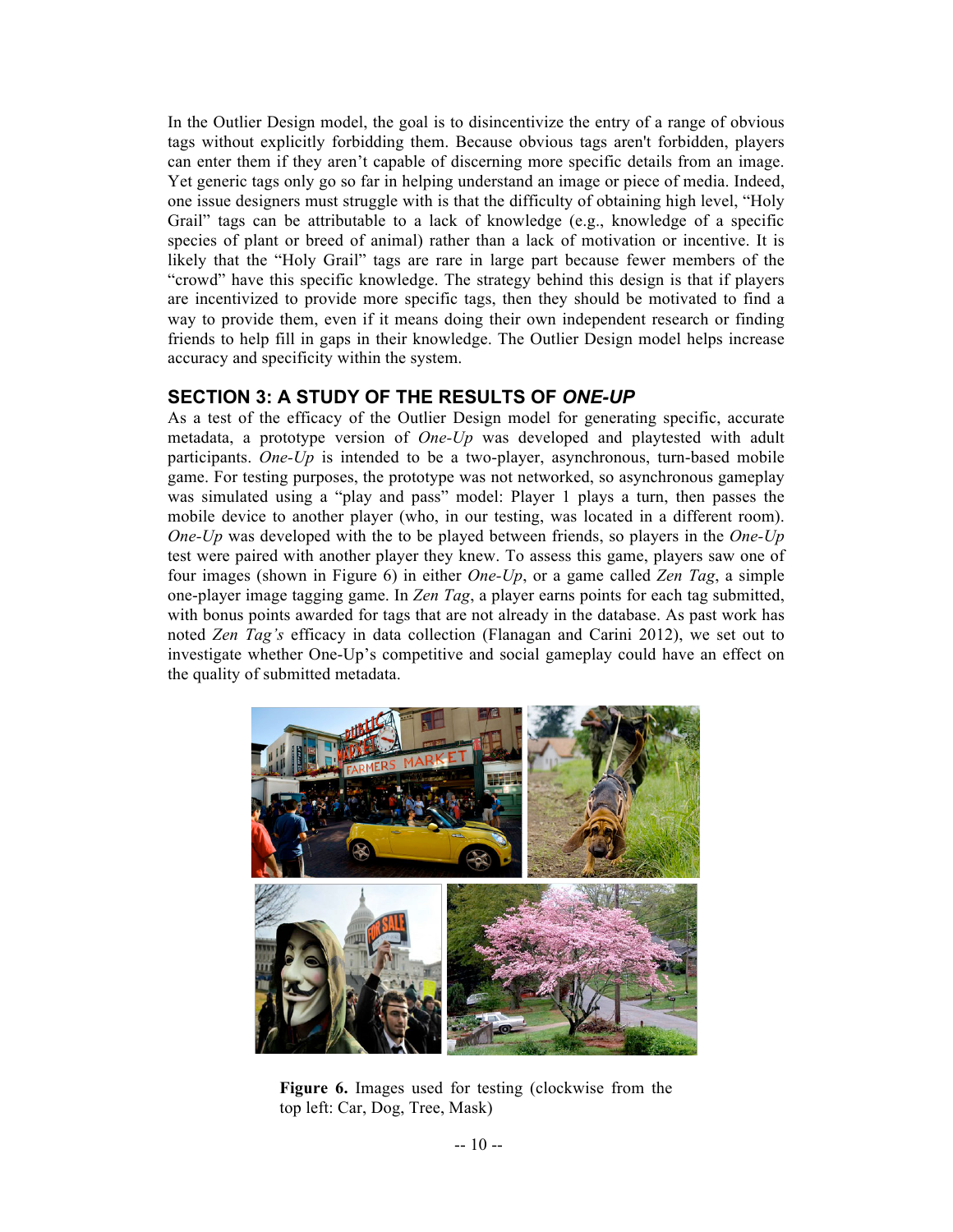In the Outlier Design model, the goal is to disincentivize the entry of a range of obvious tags without explicitly forbidding them. Because obvious tags aren't forbidden, players can enter them if they aren't capable of discerning more specific details from an image. Yet generic tags only go so far in helping understand an image or piece of media. Indeed, one issue designers must struggle with is that the difficulty of obtaining high level, "Holy Grail" tags can be attributable to a lack of knowledge (e.g., knowledge of a specific species of plant or breed of animal) rather than a lack of motivation or incentive. It is likely that the "Holy Grail" tags are rare in large part because fewer members of the "crowd" have this specific knowledge. The strategy behind this design is that if players are incentivized to provide more specific tags, then they should be motivated to find a way to provide them, even if it means doing their own independent research or finding friends to help fill in gaps in their knowledge. The Outlier Design model helps increase accuracy and specificity within the system.

## SECTION 3: A STUDY OF THE RESULTS OF *ONE-UP*

As a test of the efficacy of the Outlier Design model for generating specific, accurate metadata, a prototype version of *One-Up* was developed and playtested with adult participants. *One-Up* is intended to be a two-player, asynchronous, turn-based mobile game. For testing purposes, the prototype was not networked, so asynchronous gameplay was simulated using a "play and pass" model: Player 1 plays a turn, then passes the mobile device to another player (who, in our testing, was located in a different room). *One-Up* was developed with the to be played between friends, so players in the *One-Up* test were paired with another player they knew. To assess this game, players saw one of four images (shown in Figure 6) in either *One-Up*, or a game called *Zen Tag*, a simple one-player image tagging game. In *Zen Tag*, a player earns points for each tag submitted, with bonus points awarded for tags that are not already in the database. As past work has noted *Zen Tag's* efficacy in data collection (Flanagan and Carini 2012), we set out to investigate whether One-Up's competitive and social gameplay could have an effect on the quality of submitted metadata.

**Figure 6.** Images used for testing (clockwise from the top left: Car, Dog, Tree, Mask)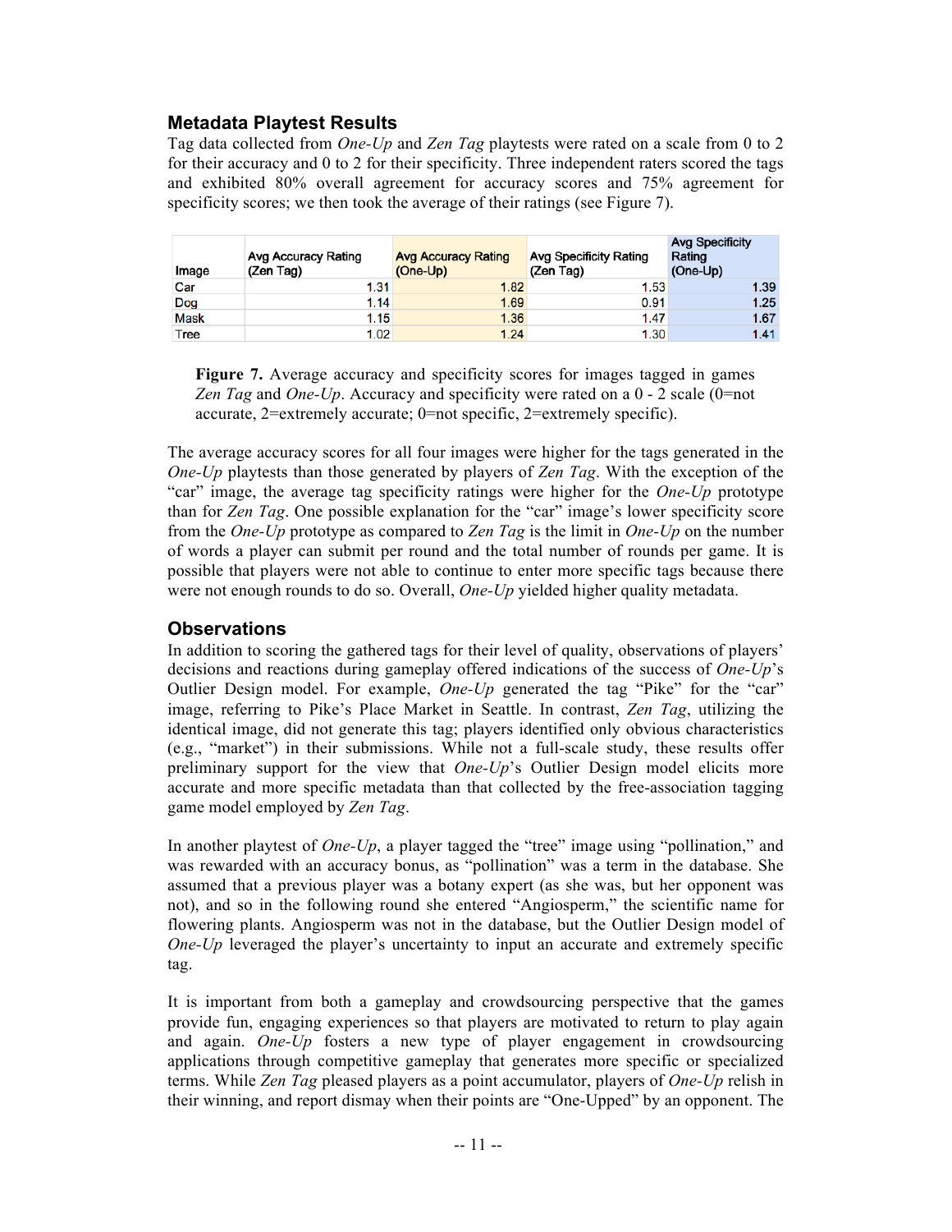## Metadata Playtest Results

Tag data collected from *One-Up* and *Zen Tag* playtests were rated on a scale from 0 to 2 for their accuracy and 0 to 2 for their specificity. Three independent raters scored the tags and exhibited 80% overall agreement for accuracy scores and 75% agreement for specificity scores; we then took the average of their ratings (see Figure 7).

| Image | Avg Accuracy Rating (Zen Tag) | Avg Accuracy Rating (One-Up) | Avg Specificity Rating (Zen Tag) | Avg Specificity Rating (One-Up) |
|---|---|---|---|---|
| Car | 1.31 | 1.82 | 1.53 | 1.39 |
| Dog | 1.14 | 1.69 | 0.91 | 1.25 |
| Mask | 1.15 | 1.36 | 1.47 | 1.67 |
| Tree | 1.02 | 1.24 | 1.30 | 1.41 |

**Figure 7.** Average accuracy and specificity scores for images tagged in games *Zen Tag* and *One-Up*. Accuracy and specificity were rated on a 0 - 2 scale (0=not accurate, 2=extremely accurate; 0=not specific, 2=extremely specific).

The average accuracy scores for all four images were higher for the tags generated in the *One-Up* playtests than those generated by players of *Zen Tag*. With the exception of the "car" image, the average tag specificity ratings were higher for the *One-Up* prototype than for *Zen Tag*. One possible explanation for the "car" image's lower specificity score from the *One-Up* prototype as compared to *Zen Tag* is the limit in *One-Up* on the number of words a player can submit per round and the total number of rounds per game. It is possible that players were not able to continue to enter more specific tags because there were not enough rounds to do so. Overall, *One-Up* yielded higher quality metadata.

## Observations

In addition to scoring the gathered tags for their level of quality, observations of players' decisions and reactions during gameplay offered indications of the success of *One-Up*'s Outlier Design model. For example, *One-Up* generated the tag "Pike" for the "car" image, referring to Pike's Place Market in Seattle. In contrast, *Zen Tag*, utilizing the identical image, did not generate this tag; players identified only obvious characteristics (e.g., "market") in their submissions. While not a full-scale study, these results offer preliminary support for the view that *One-Up*'s Outlier Design model elicits more accurate and more specific metadata than that collected by the free-association tagging game model employed by *Zen Tag*.

In another playtest of *One-Up*, a player tagged the "tree" image using "pollination," and was rewarded with an accuracy bonus, as "pollination" was a term in the database. She assumed that a previous player was a botany expert (as she was, but her opponent was not), and so in the following round she entered "Angiosperm," the scientific name for flowering plants. Angiosperm was not in the database, but the Outlier Design model of *One-Up* leveraged the player's uncertainty to input an accurate and extremely specific tag.

It is important from both a gameplay and crowdsourcing perspective that the games provide fun, engaging experiences so that players are motivated to return to play again and again. *One-Up* fosters a new type of player engagement in crowdsourcing applications through competitive gameplay that generates more specific or specialized terms. While *Zen Tag* pleased players as a point accumulator, players of *One-Up* relish in their winning, and report dismay when their points are "One-Upped" by an opponent. The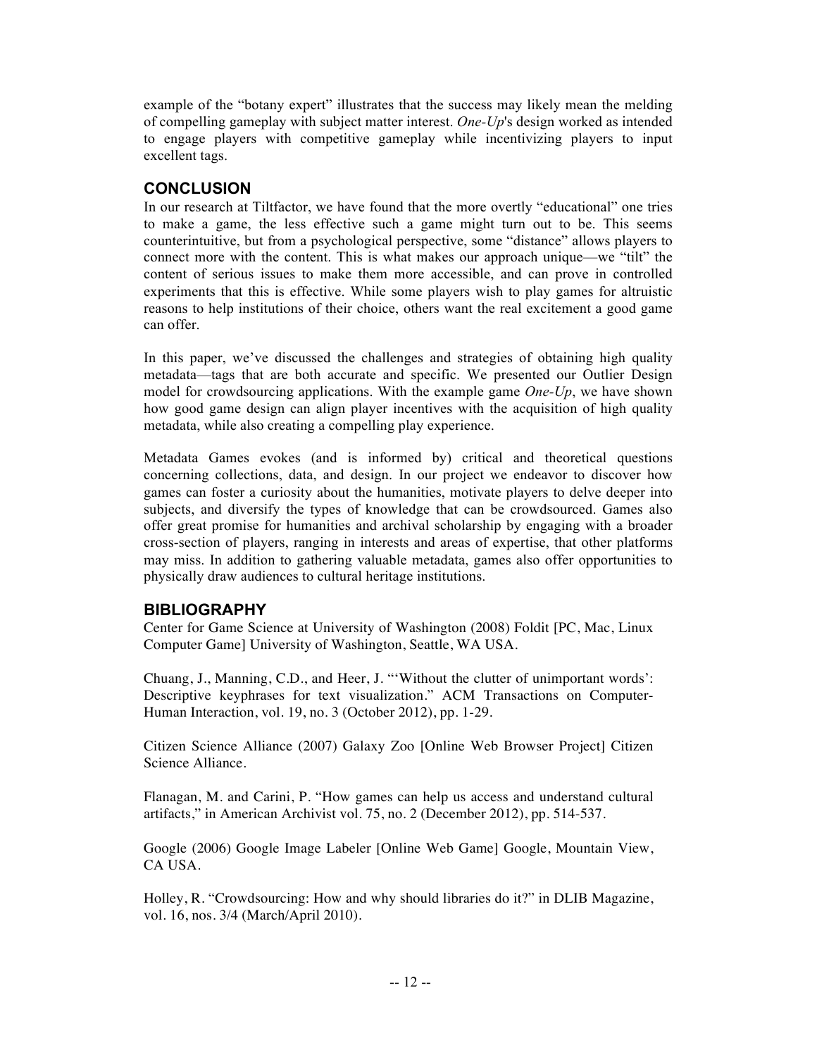example of the "botany expert" illustrates that the success may likely mean the melding of compelling gameplay with subject matter interest. *One-Up*'s design worked as intended to engage players with competitive gameplay while incentivizing players to input excellent tags.

## CONCLUSION

In our research at Tiltfactor, we have found that the more overtly "educational" one tries to make a game, the less effective such a game might turn out to be. This seems counterintuitive, but from a psychological perspective, some "distance" allows players to connect more with the content. This is what makes our approach unique—we "tilt" the content of serious issues to make them more accessible, and can prove in controlled experiments that this is effective. While some players wish to play games for altruistic reasons to help institutions of their choice, others want the real excitement a good game can offer.

In this paper, we've discussed the challenges and strategies of obtaining high quality metadata—tags that are both accurate and specific. We presented our Outlier Design model for crowdsourcing applications. With the example game *One-Up*, we have shown how good game design can align player incentives with the acquisition of high quality metadata, while also creating a compelling play experience.

Metadata Games evokes (and is informed by) critical and theoretical questions concerning collections, data, and design. In our project we endeavor to discover how games can foster a curiosity about the humanities, motivate players to delve deeper into subjects, and diversify the types of knowledge that can be crowdsourced. Games also offer great promise for humanities and archival scholarship by engaging with a broader cross-section of players, ranging in interests and areas of expertise, that other platforms may miss. In addition to gathering valuable metadata, games also offer opportunities to physically draw audiences to cultural heritage institutions.

## BIBLIOGRAPHY

Center for Game Science at University of Washington (2008) Foldit [PC, Mac, Linux Computer Game] University of Washington, Seattle, WA USA.

Chuang, J., Manning, C.D., and Heer, J. "'Without the clutter of unimportant words': Descriptive keyphrases for text visualization." ACM Transactions on Computer-Human Interaction, vol. 19, no. 3 (October 2012), pp. 1-29.

Citizen Science Alliance (2007) Galaxy Zoo [Online Web Browser Project] Citizen Science Alliance.

Flanagan, M. and Carini, P. "How games can help us access and understand cultural artifacts," in American Archivist vol. 75, no. 2 (December 2012), pp. 514-537.

Google (2006) Google Image Labeler [Online Web Game] Google, Mountain View, CA USA.

Holley, R. "Crowdsourcing: How and why should libraries do it?" in DLIB Magazine, vol. 16, nos. 3/4 (March/April 2010).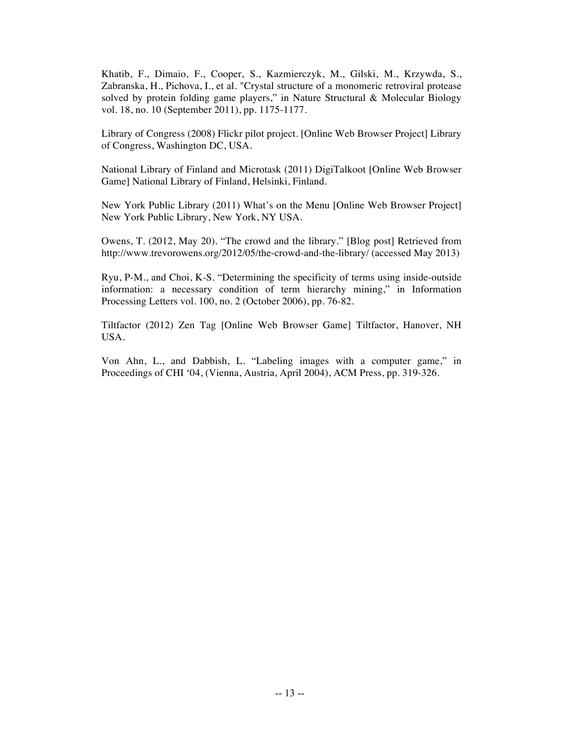Khatib, F., Dimaio, F., Cooper, S., Kazmierczyk, M., Gilski, M., Krzywda, S., Zabranska, H., Pichova, I., et al. "Crystal structure of a monomeric retroviral protease solved by protein folding game players," in Nature Structural & Molecular Biology vol. 18, no. 10 (September 2011), pp. 1175-1177.

Library of Congress (2008) Flickr pilot project. [Online Web Browser Project] Library of Congress, Washington DC, USA.

National Library of Finland and Microtask (2011) DigiTalkoot [Online Web Browser Game] National Library of Finland, Helsinki, Finland.

New York Public Library (2011) What's on the Menu [Online Web Browser Project] New York Public Library, New York, NY USA.

Owens, T. (2012, May 20). "The crowd and the library." [Blog post] Retrieved from http://www.trevorowens.org/2012/05/the-crowd-and-the-library/ (accessed May 2013)

Ryu, P-M., and Choi, K-S. "Determining the specificity of terms using inside-outside information: a necessary condition of term hierarchy mining," in Information Processing Letters vol. 100, no. 2 (October 2006), pp. 76-82.

Tiltfactor (2012) Zen Tag [Online Web Browser Game] Tiltfactor, Hanover, NH USA.

Von Ahn, L., and Dabbish, L. "Labeling images with a computer game," in Proceedings of CHI '04, (Vienna, Austria, April 2004), ACM Press, pp. 319-326.